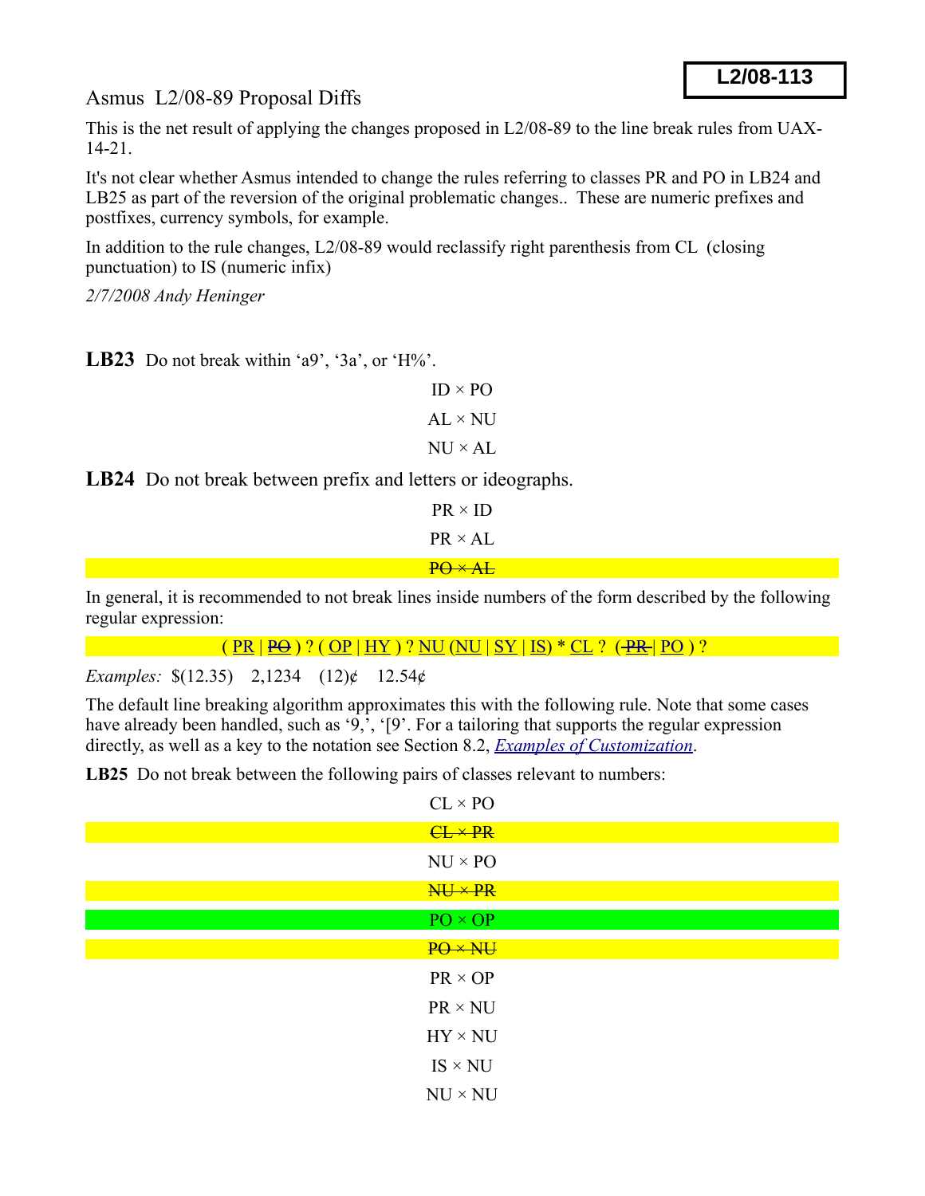**L2/08-113**

Asmus L2/08-89 Proposal Diffs

This is the net result of applying the changes proposed in L2/08-89 to the line break rules from UAX-14-21.

It's not clear whether Asmus intended to change the rules referring to classes PR and PO in LB24 and LB25 as part of the reversion of the original problematic changes.. These are numeric prefixes and postfixes, currency symbols, for example.

In addition to the rule changes, L2/08-89 would reclassify right parenthesis from CL (closing punctuation) to IS (numeric infix)

*2/7/2008 Andy Heninger*

**LB23** Do not break within ‘a9’, ‘3a’, or ‘H%’.

ID × PO

AL × NU

NU × AL

**LB24** Do not break between prefix and letters or ideographs.

PR × ID

PR × AL

~~PO × AL~~

In general, it is recommended to not break lines inside numbers of the form described by the following regular expression:

( PR | ~~PO~~ ) ? ( OP | HY ) ? NU (NU | SY | IS) * CL ? ( ~~PR~~ | PO ) ?

*Examples:* $(12.35) 2,1234 (12)¢ 12.54¢

The default line breaking algorithm approximates this with the following rule. Note that some cases have already been handled, such as ‘9,’, ‘[9’. For a tailoring that supports the regular expression directly, as well as a key to the notation see Section 8.2, *Examples of Customization*.

**LB25** Do not break between the following pairs of classes relevant to numbers:

CL × PO

~~CL × PR~~

NU × PO

~~NU × PR~~

PO × OP

~~PO × NU~~

PR × OP

PR × NU

HY × NU

IS × NU

NU × NU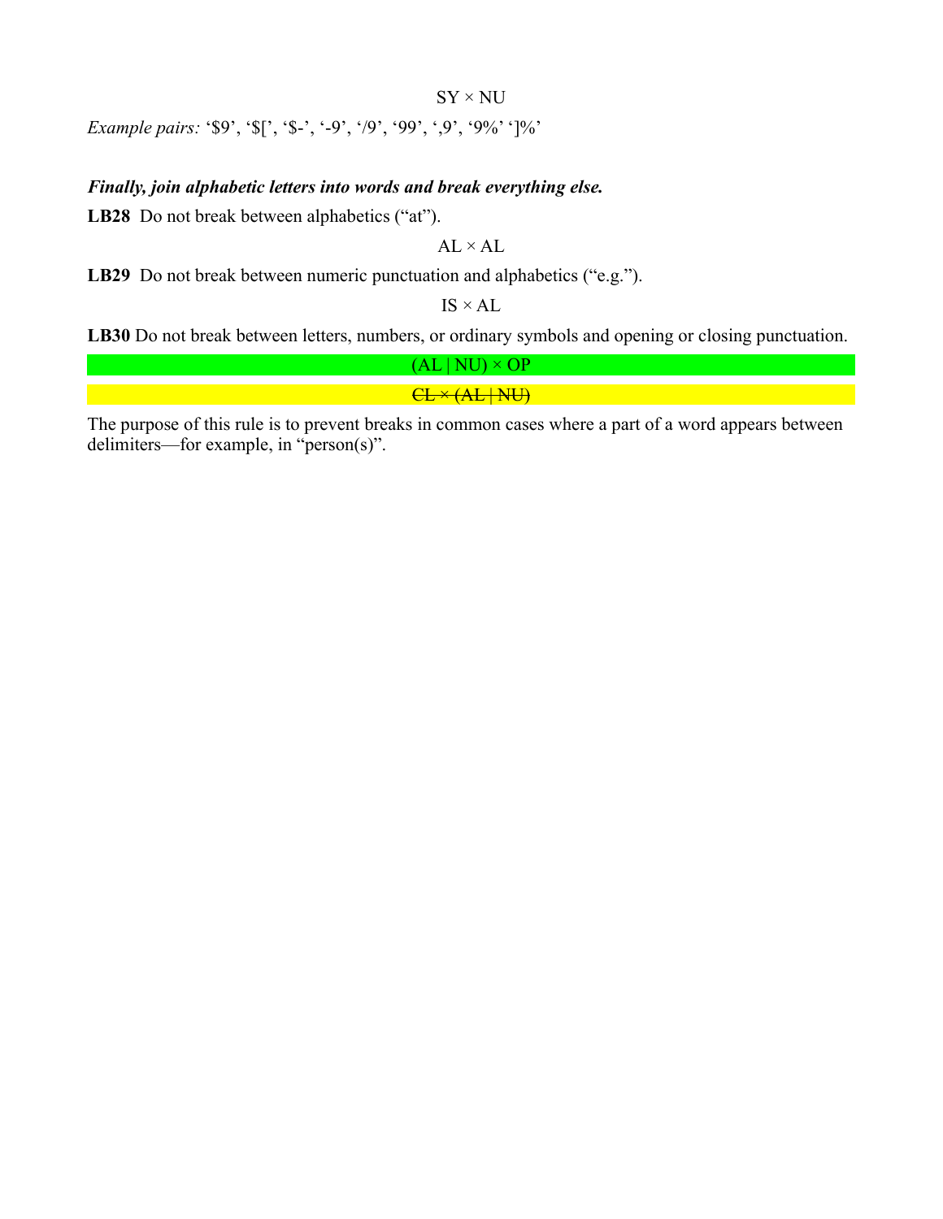SY × NU

*Example pairs:* '$9', '$[', '$-', '-9', '/9', '99', ',9', '9%' ']%'

***Finally, join alphabetic letters into words and break everything else.***

**LB28** Do not break between alphabetics ("at").

AL × AL

**LB29** Do not break between numeric punctuation and alphabetics ("e.g.").

IS × AL

**LB30** Do not break between letters, numbers, or ordinary symbols and opening or closing punctuation.

(AL | NU) × OP

~~CL × (AL | NU)~~

The purpose of this rule is to prevent breaks in common cases where a part of a word appears between delimiters—for example, in "person(s)".